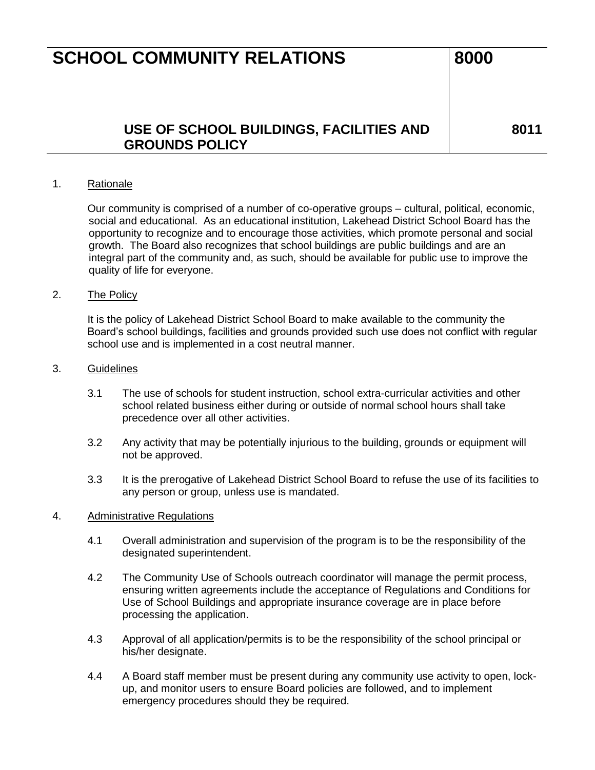# SCHOOL COMMUNITY RELATIONS 8000

## USE OF SCHOOL BUILDINGS, FACILITIES AND GROUNDS POLICY 8011

1. Rationale

   Our community is comprised of a number of co-operative groups – cultural, political, economic, social and educational. As an educational institution, Lakehead District School Board has the opportunity to recognize and to encourage those activities, which promote personal and social growth. The Board also recognizes that school buildings are public buildings and are an integral part of the community and, as such, should be available for public use to improve the quality of life for everyone.

2. The Policy

   It is the policy of Lakehead District School Board to make available to the community the Board's school buildings, facilities and grounds provided such use does not conflict with regular school use and is implemented in a cost neutral manner.

3. Guidelines

   3.1 The use of schools for student instruction, school extra-curricular activities and other school related business either during or outside of normal school hours shall take precedence over all other activities.

   3.2 Any activity that may be potentially injurious to the building, grounds or equipment will not be approved.

   3.3 It is the prerogative of Lakehead District School Board to refuse the use of its facilities to any person or group, unless use is mandated.

4. Administrative Regulations

   4.1 Overall administration and supervision of the program is to be the responsibility of the designated superintendent.

   4.2 The Community Use of Schools outreach coordinator will manage the permit process, ensuring written agreements include the acceptance of Regulations and Conditions for Use of School Buildings and appropriate insurance coverage are in place before processing the application.

   4.3 Approval of all application/permits is to be the responsibility of the school principal or his/her designate.

   4.4 A Board staff member must be present during any community use activity to open, lock-up, and monitor users to ensure Board policies are followed, and to implement emergency procedures should they be required.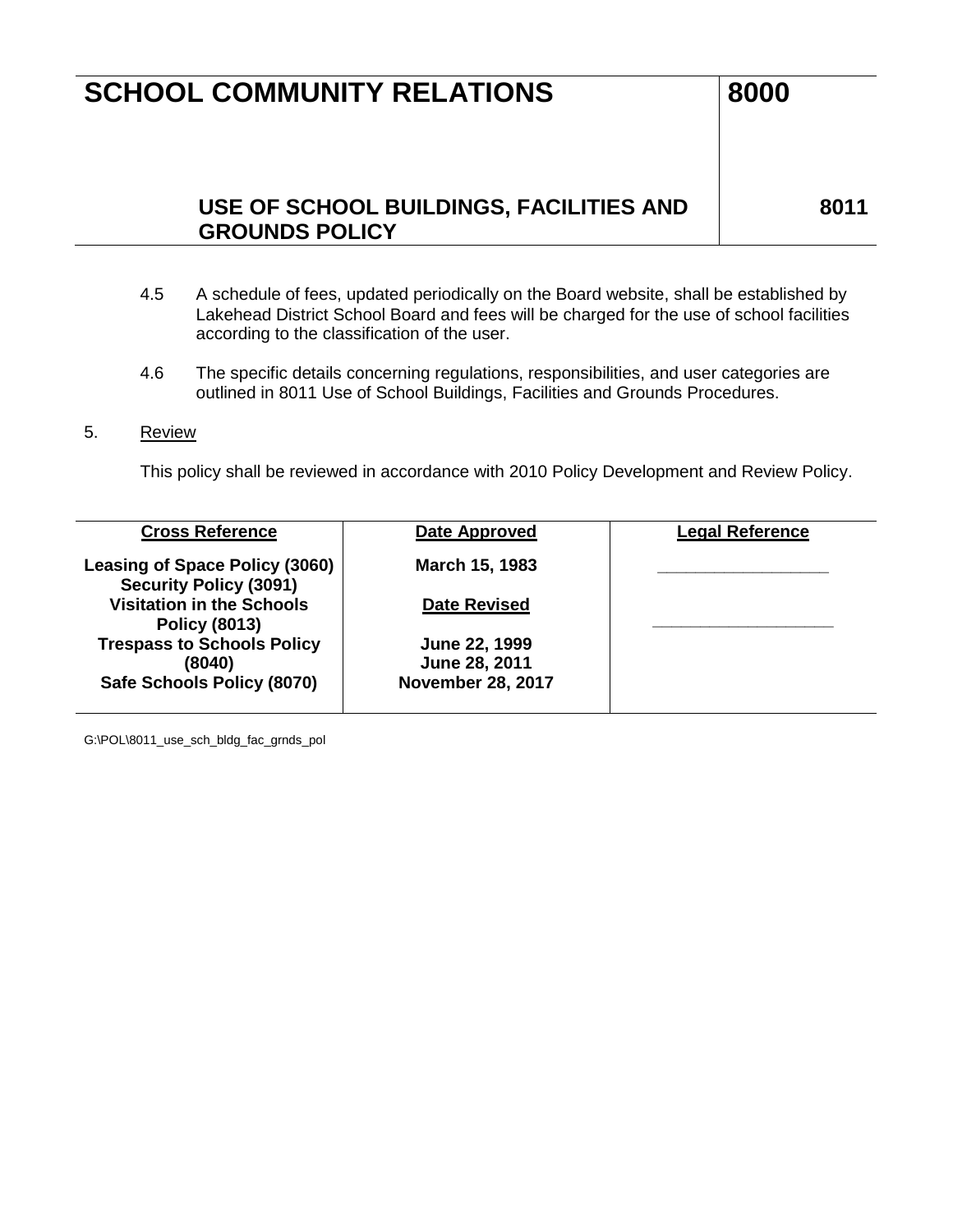# SCHOOL COMMUNITY RELATIONS — 8000

## USE OF SCHOOL BUILDINGS, FACILITIES AND GROUNDS POLICY — 8011

4.5 A schedule of fees, updated periodically on the Board website, shall be established by Lakehead District School Board and fees will be charged for the use of school facilities according to the classification of the user.

4.6 The specific details concerning regulations, responsibilities, and user categories are outlined in 8011 Use of School Buildings, Facilities and Grounds Procedures.

5. Review

This policy shall be reviewed in accordance with 2010 Policy Development and Review Policy.

| Cross Reference | Date Approved | Legal Reference |
| --- | --- | --- |
| **Leasing of Space Policy (3060)**<br>**Security Policy (3091)**<br>**Visitation in the Schools Policy (8013)**<br>**Trespass to Schools Policy (8040)**<br>**Safe Schools Policy (8070)** | **March 15, 1983**<br><br>**Date Revised**<br><br>**June 22, 1999**<br>**June 28, 2011**<br>**November 28, 2017** | ____________________<br><br>____________________ |

G:\POL\8011_use_sch_bldg_fac_grnds_pol